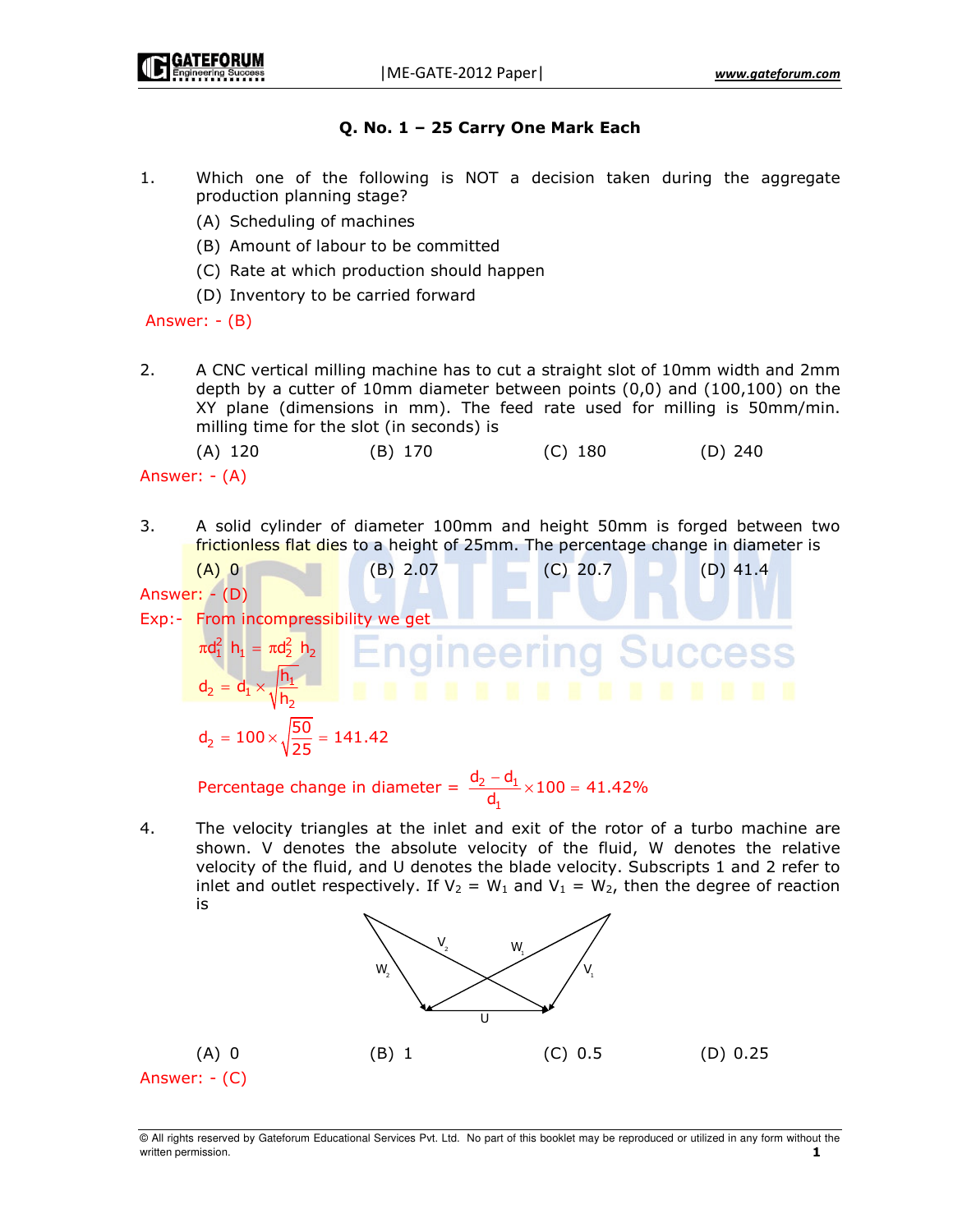## Q. No. 1 – 25 Carry One Mark Each

1. Which one of the following is NOT a decision taken during the aggregate production planning stage?

   (A) Scheduling of machines

   (B) Amount of labour to be committed

   (C) Rate at which production should happen

   (D) Inventory to be carried forward

Answer: - (B)

2. A CNC vertical milling machine has to cut a straight slot of 10mm width and 2mm depth by a cutter of 10mm diameter between points (0,0) and (100,100) on the XY plane (dimensions in mm). The feed rate used for milling is 50mm/min. milling time for the slot (in seconds) is

   (A) 120 (B) 170 (C) 180 (D) 240

Answer: - (A)

3. A solid cylinder of diameter 100mm and height 50mm is forged between two frictionless flat dies to a height of 25mm. The percentage change in diameter is

   (A) 0 (B) 2.07 (C) 20.7 (D) 41.4

Answer: - (D)

Exp:- From incompressibility we get

$$\pi d_1^2 h_1 = \pi d_2^2 h_2$$

$$d_2 = d_1 \times \sqrt{\frac{h_1}{h_2}}$$

$$d_2 = 100 \times \sqrt{\frac{50}{25}} = 141.42$$

$$\text{Percentage change in diameter} = \frac{d_2 - d_1}{d_1} \times 100 = 41.42\%$$

4. The velocity triangles at the inlet and exit of the rotor of a turbo machine are shown. V denotes the absolute velocity of the fluid, W denotes the relative velocity of the fluid, and U denotes the blade velocity. Subscripts 1 and 2 refer to inlet and outlet respectively. If $V_2 = W_1$ and $V_1 = W_2$, then the degree of reaction is

   (A) 0 (B) 1 (C) 0.5 (D) 0.25

Answer: - (C)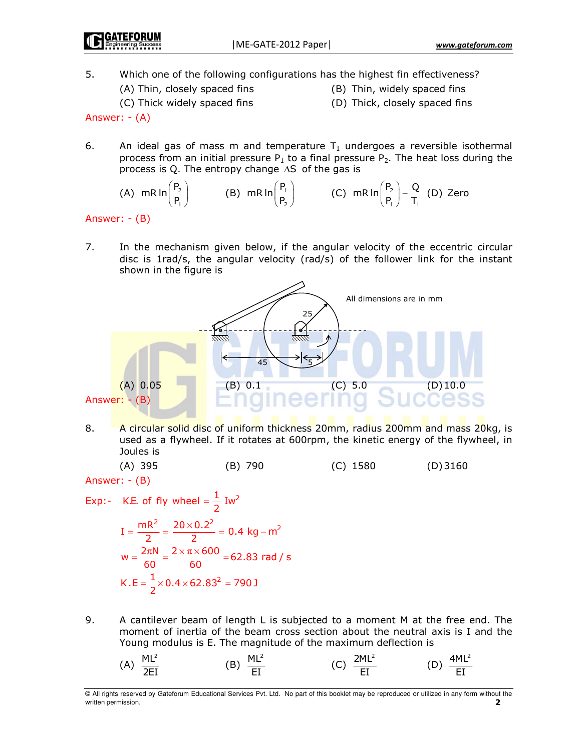5. Which one of the following configurations has the highest fin effectiveness?

(A) Thin, closely spaced fins  (B) Thin, widely spaced fins
(C) Thick widely spaced fins  (D) Thick, closely spaced fins

Answer: - (A)

6. An ideal gas of mass m and temperature $T_1$ undergoes a reversible isothermal process from an initial pressure $P_1$ to a final pressure $P_2$. The heat loss during the process is Q. The entropy change $\Delta S$ of the gas is

(A) $mR\ln\left(\frac{P_2}{P_1}\right)$  (B) $mR\ln\left(\frac{P_1}{P_2}\right)$  (C) $mR\ln\left(\frac{P_2}{P_1}\right)-\frac{Q}{T_1}$  (D) Zero

Answer: - (B)

7. In the mechanism given below, if the angular velocity of the eccentric circular disc is 1rad/s, the angular velocity (rad/s) of the follower link for the instant shown in the figure is

All dimensions are in mm

25

45  5

(A) 0.05  (B) 0.1  (C) 5.0  (D) 10.0

Answer: - (B)

8. A circular solid disc of uniform thickness 20mm, radius 200mm and mass 20kg, is used as a flywheel. If it rotates at 600rpm, the kinetic energy of the flywheel, in Joules is

(A) 395  (B) 790  (C) 1580  (D) 3160

Answer: - (B)

Exp:- K.E. of fly wheel $= \frac{1}{2}Iw^2$

$$I = \frac{mR^2}{2} = \frac{20\times 0.2^2}{2} = 0.4\ \text{kg}-\text{m}^2$$

$$w = \frac{2\pi N}{60} = \frac{2\times\pi\times 600}{60} = 62.83\ \text{rad/s}$$

$$K.E = \frac{1}{2}\times 0.4\times 62.83^2 = 790\,\text{J}$$

9. A cantilever beam of length L is subjected to a moment M at the free end. The moment of inertia of the beam cross section about the neutral axis is I and the Young modulus is E. The magnitude of the maximum deflection is

(A) $\frac{ML^2}{2EI}$  (B) $\frac{ML^2}{EI}$  (C) $\frac{2ML^2}{EI}$  (D) $\frac{4ML^2}{EI}$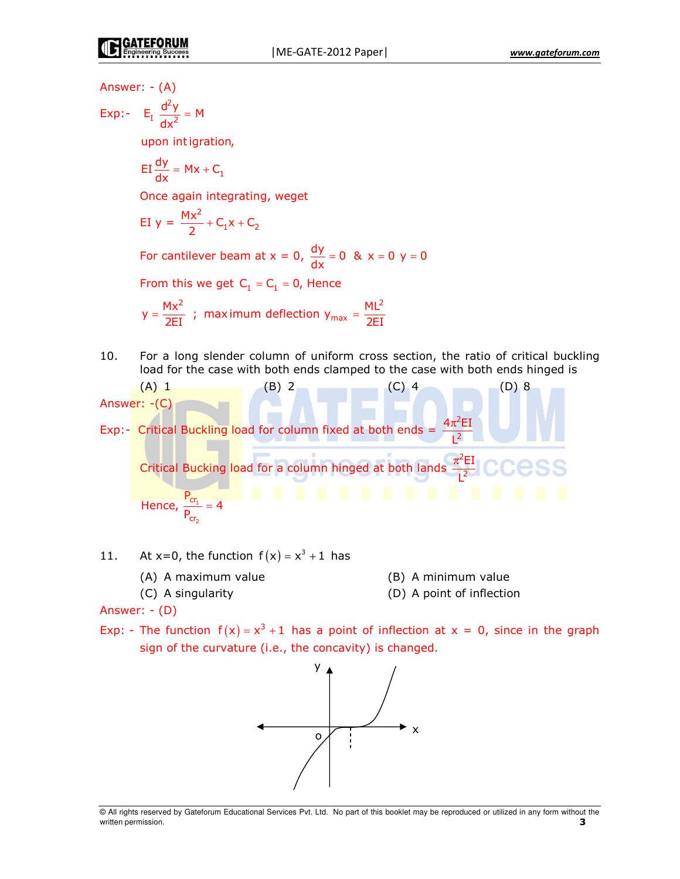Answer: - (A)

Exp:- $E_I \frac{d^2y}{dx^2} = M$

upon intigration,

$$EI\frac{dy}{dx} = Mx + C_1$$

Once again integrating, weget

$$EI\ y = \frac{Mx^2}{2} + C_1x + C_2$$

For cantilever beam at $x = 0$, $\frac{dy}{dx} = 0$ & $x = 0$ $y = 0$

From this we get $C_1 = C_1 = 0$, Hence

$$y = \frac{Mx^2}{2EI} \ ; \text{ maximum deflection } y_{max} = \frac{ML^2}{2EI}$$

10. For a long slender column of uniform cross section, the ratio of critical buckling load for the case with both ends clamped to the case with both ends hinged is

(A) 1 (B) 2 (C) 4 (D) 8

Answer: -(C)

Exp:- Critical Buckling load for column fixed at both ends $= \frac{4\pi^2 EI}{L^2}$

Critical Bucking load for a column hinged at both lands $\frac{\pi^2 EI}{L^2}$

Hence, $\frac{P_{cr_1}}{P_{cr_2}} = 4$

11. At x=0, the function $f(x) = x^3 + 1$ has

(A) A maximum value
(B) A minimum value
(C) A singularity
(D) A point of inflection

Answer: - (D)

Exp: - The function $f(x) = x^3 + 1$ has a point of inflection at x = 0, since in the graph sign of the curvature (i.e., the concavity) is changed.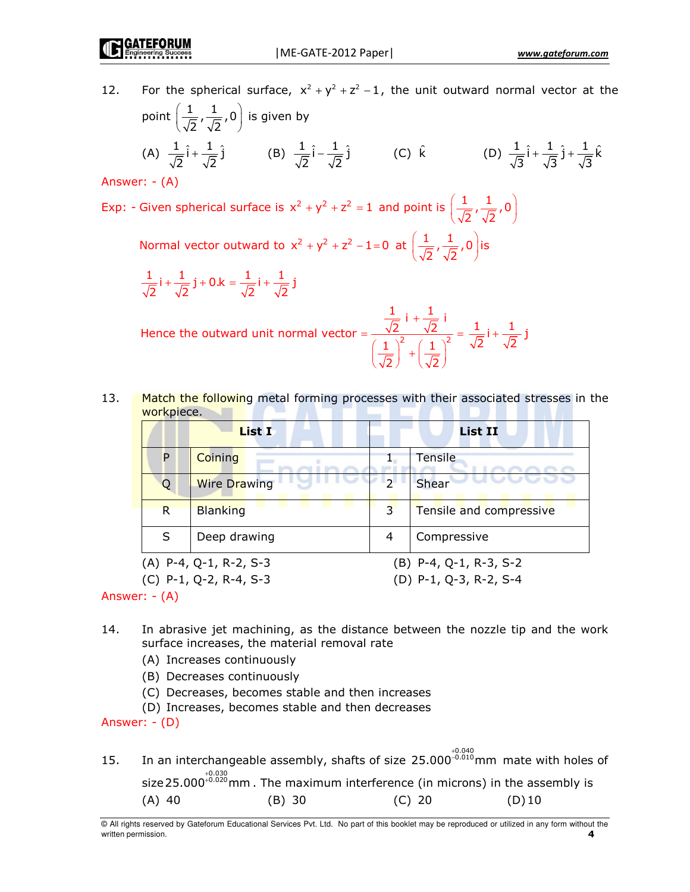12. For the spherical surface, $x^2 + y^2 + z^2 - 1$, the unit outward normal vector at the point $\left(\frac{1}{\sqrt{2}}, \frac{1}{\sqrt{2}}, 0\right)$ is given by

(A) $\frac{1}{\sqrt{2}}\hat{i} + \frac{1}{\sqrt{2}}\hat{j}$  (B) $\frac{1}{\sqrt{2}}\hat{i} - \frac{1}{\sqrt{2}}\hat{j}$  (C) $\hat{k}$  (D) $\frac{1}{\sqrt{3}}\hat{i} + \frac{1}{\sqrt{3}}\hat{j} + \frac{1}{\sqrt{3}}\hat{k}$

Answer: - (A)

Exp: - Given spherical surface is $x^2 + y^2 + z^2 = 1$ and point is $\left(\frac{1}{\sqrt{2}}, \frac{1}{\sqrt{2}}, 0\right)$

Normal vector outward to $x^2 + y^2 + z^2 - 1 = 0$ at $\left(\frac{1}{\sqrt{2}}, \frac{1}{\sqrt{2}}, 0\right)$ is

$$\frac{1}{\sqrt{2}}i + \frac{1}{\sqrt{2}}j + 0.k = \frac{1}{\sqrt{2}}i + \frac{1}{\sqrt{2}}j$$

Hence the outward unit normal vector $= \dfrac{\frac{1}{\sqrt{2}}i + \frac{1}{\sqrt{2}}i}{\left(\frac{1}{\sqrt{2}}\right)^2 + \left(\frac{1}{\sqrt{2}}\right)^2} = \frac{1}{\sqrt{2}}i + \frac{1}{\sqrt{2}}j$

13. Match the following metal forming processes with their associated stresses in the workpiece.

| | List I | | List II |
|---|---|---|---|
| P | Coining | 1 | Tensile |
| Q | Wire Drawing | 2 | Shear |
| R | Blanking | 3 | Tensile and compressive |
| S | Deep drawing | 4 | Compressive |

(A) P-4, Q-1, R-2, S-3  (B) P-4, Q-1, R-3, S-2
(C) P-1, Q-2, R-4, S-3  (D) P-1, Q-3, R-2, S-4

Answer: - (A)

14. In abrasive jet machining, as the distance between the nozzle tip and the work surface increases, the material removal rate

(A) Increases continuously
(B) Decreases continuously
(C) Decreases, becomes stable and then increases
(D) Increases, becomes stable and then decreases

Answer: - (D)

15. In an interchangeable assembly, shafts of size $25.000^{+0.040}_{-0.010}$ mm mate with holes of size $25.000^{+0.030}_{+0.020}$ mm. The maximum interference (in microns) in the assembly is

(A) 40  (B) 30  (C) 20  (D) 10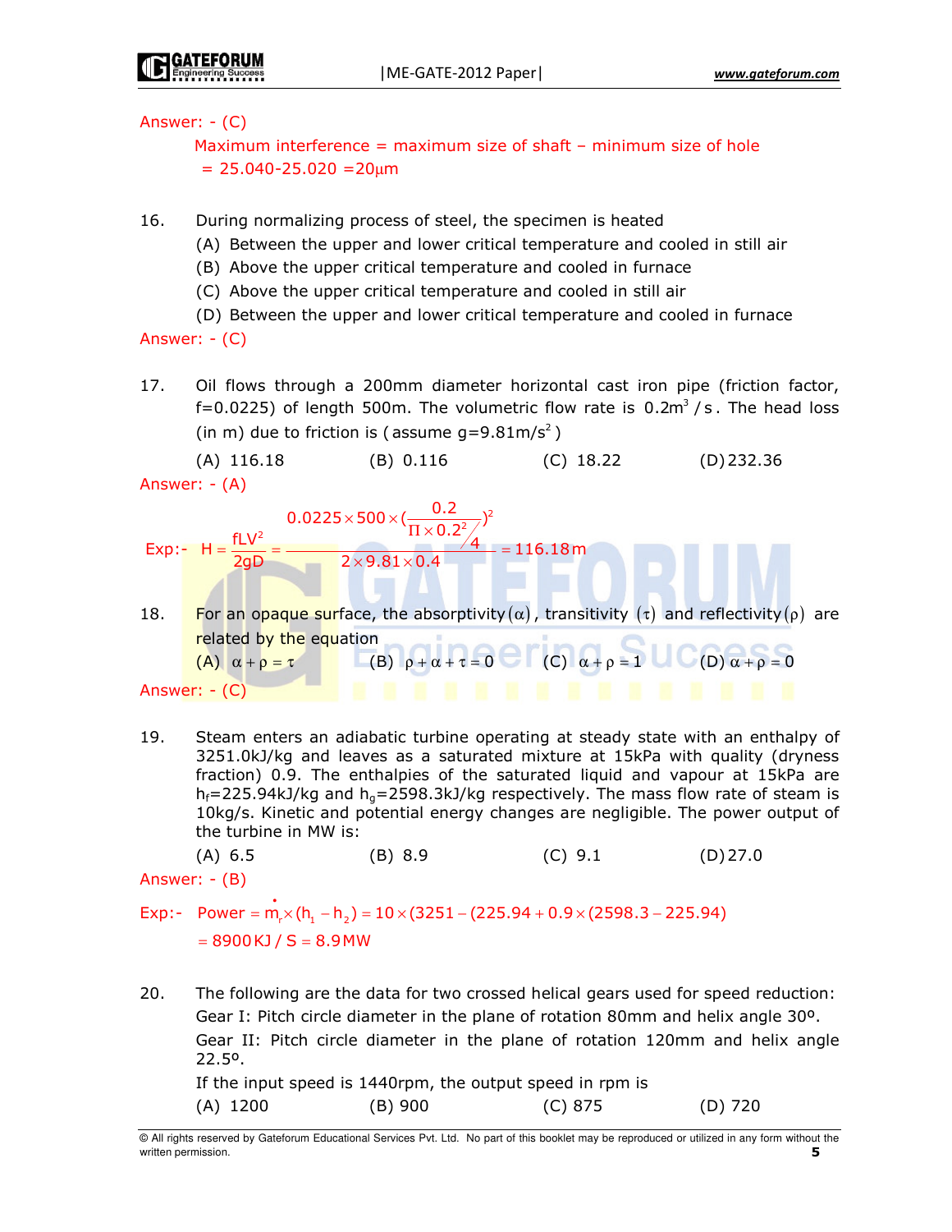Answer: - (C)

Maximum interference = maximum size of shaft – minimum size of hole
= 25.040-25.020 =20μm

16. During normalizing process of steel, the specimen is heated
    (A) Between the upper and lower critical temperature and cooled in still air
    (B) Above the upper critical temperature and cooled in furnace
    (C) Above the upper critical temperature and cooled in still air
    (D) Between the upper and lower critical temperature and cooled in furnace

Answer: - (C)

17. Oil flows through a 200mm diameter horizontal cast iron pipe (friction factor, f=0.0225) of length 500m. The volumetric flow rate is $0.2m^3/s$. The head loss (in m) due to friction is (assume $g=9.81m/s^2$)

    (A) 116.18 (B) 0.116 (C) 18.22 (D) 232.36

Answer: - (A)

Exp:- $H = \dfrac{fLV^2}{2gD} = \dfrac{0.0225\times 500\times\left(\dfrac{0.2}{\Pi\times 0.2^2/4}\right)^2}{2\times 9.81\times 0.4} = 116.18\,m$

18. For an opaque surface, the absorptivity $(\alpha)$, transitivity $(\tau)$ and reflectivity $(\rho)$ are related by the equation

    (A) $\alpha+\rho=\tau$ (B) $\rho+\alpha+\tau=0$ (C) $\alpha+\rho=1$ (D) $\alpha+\rho=0$

Answer: - (C)

19. Steam enters an adiabatic turbine operating at steady state with an enthalpy of 3251.0kJ/kg and leaves as a saturated mixture at 15kPa with quality (dryness fraction) 0.9. The enthalpies of the saturated liquid and vapour at 15kPa are $h_f$=225.94kJ/kg and $h_g$=2598.3kJ/kg respectively. The mass flow rate of steam is 10kg/s. Kinetic and potential energy changes are negligible. The power output of the turbine in MW is:

    (A) 6.5 (B) 8.9 (C) 9.1 (D) 27.0

Answer: - (B)

Exp:- Power $= \dot{m}_r\times(h_1-h_2) = 10\times(3251-(225.94+0.9\times(2598.3-225.94))$
$= 8900\,KJ/S = 8.9\,MW$

20. The following are the data for two crossed helical gears used for speed reduction:
    Gear I: Pitch circle diameter in the plane of rotation 80mm and helix angle 30º.
    Gear II: Pitch circle diameter in the plane of rotation 120mm and helix angle 22.5º.
    If the input speed is 1440rpm, the output speed in rpm is

    (A) 1200 (B) 900 (C) 875 (D) 720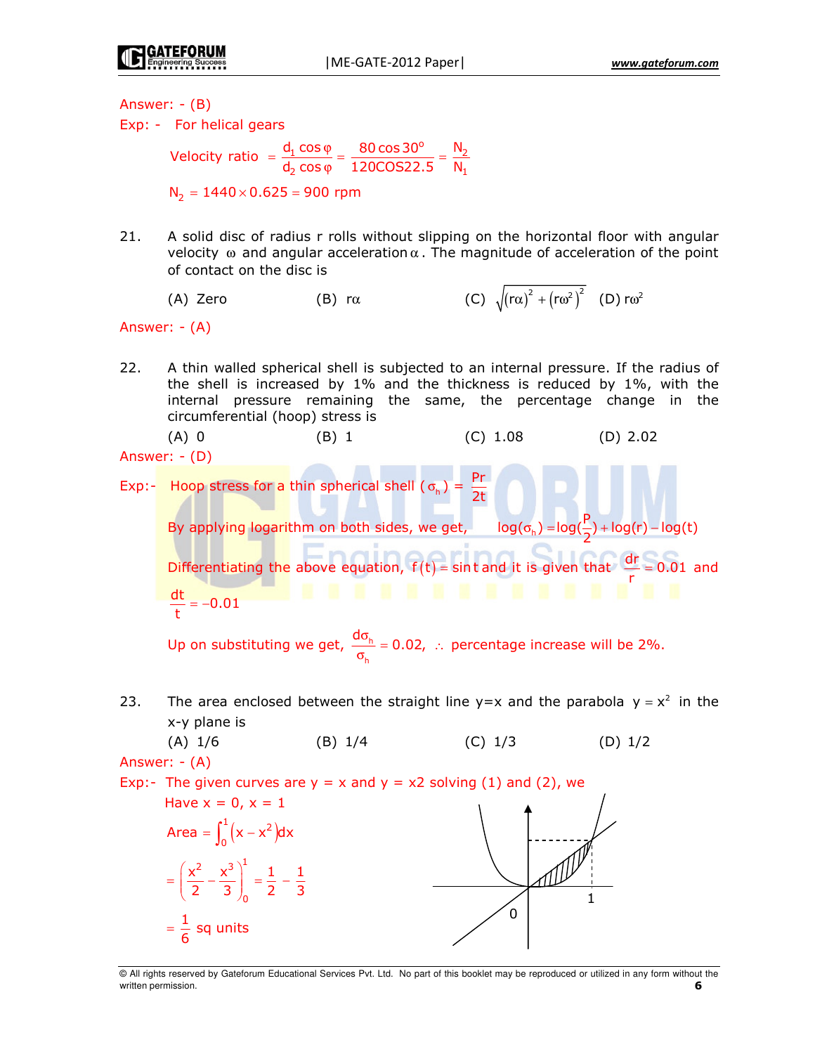Answer: - (B)

Exp: - For helical gears

$$\text{Velocity ratio} = \frac{d_1 \cos\varphi}{d_2 \cos\varphi} = \frac{80 \cos 30^o}{120 \text{COS} 22.5} = \frac{N_2}{N_1}$$

$$N_2 = 1440 \times 0.625 = 900 \text{ rpm}$$

21. A solid disc of radius r rolls without slipping on the horizontal floor with angular velocity $\omega$ and angular acceleration $\alpha$. The magnitude of acceleration of the point of contact on the disc is

(A) Zero (B) $r\alpha$ (C) $\sqrt{(r\alpha)^2 + (r\omega^2)^2}$ (D) $r\omega^2$

Answer: - (A)

22. A thin walled spherical shell is subjected to an internal pressure. If the radius of the shell is increased by 1% and the thickness is reduced by 1%, with the internal pressure remaining the same, the percentage change in the circumferential (hoop) stress is

(A) 0 (B) 1 (C) 1.08 (D) 2.02

Answer: - (D)

Exp:- Hoop stress for a thin spherical shell $(\sigma_h) = \frac{Pr}{2t}$

By applying logarithm on both sides, we get, $\log(\sigma_h) = \log(\frac{P}{2}) + \log(r) - \log(t)$

Differentiating the above equation, $f(t) = \sin t$ and it is given that $\frac{dr}{r} = 0.01$ and $\frac{dt}{t} = -0.01$

Up on substituting we get, $\frac{d\sigma_h}{\sigma_h} = 0.02$, $\therefore$ percentage increase will be 2%.

23. The area enclosed between the straight line y=x and the parabola $y = x^2$ in the x-y plane is

(A) 1/6 (B) 1/4 (C) 1/3 (D) 1/2

Answer: - (A)

Exp:- The given curves are y = x and y = x2 solving (1) and (2), we

Have x = 0, x = 1

$$\text{Area} = \int_0^1 (x - x^2)dx$$

$$= \left(\frac{x^2}{2} - \frac{x^3}{3}\right)_0^1 = \frac{1}{2} - \frac{1}{3}$$

$$= \frac{1}{6} \text{ sq units}$$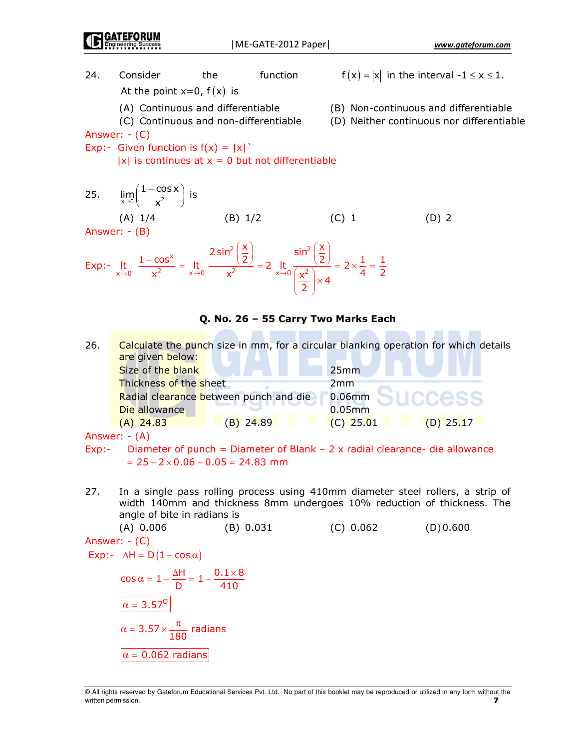24. Consider the function $f(x) = |x|$ in the interval $-1 \le x \le 1$. At the point x=0, $f(x)$ is

(A) Continuous and differentiable
(B) Non-continuous and differentiable
(C) Continuous and non-differentiable
(D) Neither continuous nor differentiable

Answer: - (C)

Exp:- Given function is f(x) = |x|`

|x| is continues at x = 0 but not differentiable

25. $\lim_{x \to 0}\left(\frac{1-\cos x}{x^2}\right)$ is

(A) 1/4
(B) 1/2
(C) 1
(D) 2

Answer: - (B)

Exp:- $\underset{x\to 0}{\text{lt}} \frac{1-\cos^x}{x^2} = \underset{x\to 0}{\text{lt}} \frac{2\sin^2\left(\frac{x}{2}\right)}{x^2} = 2 \underset{x\to 0}{\text{lt}} \frac{\sin^2\left(\frac{x}{2}\right)}{\left(\frac{x^2}{2}\right)\times 4} = 2\times\frac{1}{4} = \frac{1}{2}$

**Q. No. 26 – 55 Carry Two Marks Each**

26. Calculate the punch size in mm, for a circular blanking operation for which details are given below:

| | |
|---|---|
| Size of the blank | 25mm |
| Thickness of the sheet | 2mm |
| Radial clearance between punch and die | 0.06mm |
| Die allowance | 0.05mm |

(A) 24.83
(B) 24.89
(C) 25.01
(D) 25.17

Answer: - (A)

Exp:- Diameter of punch = Diameter of Blank – 2 x radial clearance- die allowance

$= 25 - 2\times 0.06 - 0.05 = 24.83$ mm

27. In a single pass rolling process using 410mm diameter steel rollers, a strip of width 140mm and thickness 8mm undergoes 10% reduction of thickness. The angle of bite in radians is

(A) 0.006
(B) 0.031
(C) 0.062
(D) 0.600

Answer: - (C)

Exp:- $\Delta H = D(1-\cos\alpha)$

$\cos\alpha = 1 - \frac{\Delta H}{D} = 1 - \frac{0.1\times 8}{410}$

$\boxed{\alpha = 3.57^{\circ}}$

$\alpha = 3.57\times\frac{\pi}{180}$ radians

$\boxed{\alpha = 0.062 \text{ radians}}$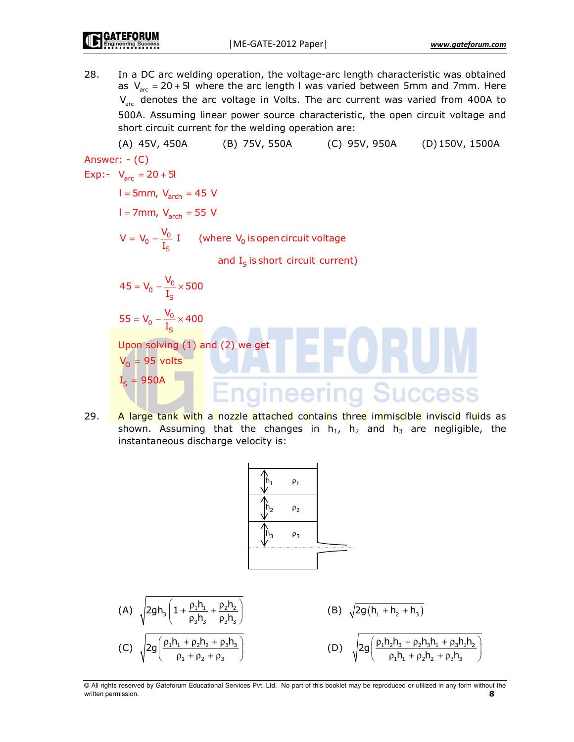28. In a DC arc welding operation, the voltage-arc length characteristic was obtained as $V_{arc} = 20 + 5l$ where the arc length l was varied between 5mm and 7mm. Here $V_{arc}$ denotes the arc voltage in Volts. The arc current was varied from 400A to 500A. Assuming linear power source characteristic, the open circuit voltage and short circuit current for the welding operation are:

(A) 45V, 450A (B) 75V, 550A (C) 95V, 950A (D) 150V, 1500A

Answer: - (C)

Exp:- $V_{arc} = 20 + 5l$

$l = 5mm,\ V_{arch} = 45\ V$

$l = 7mm,\ V_{arch} = 55\ V$

$V = V_0 - \frac{V_0}{I_S} I$ (where $V_0$ is open circuit voltage and $I_S$ is short circuit current)

$45 = V_0 - \frac{V_0}{I_S} \times 500$

$55 = V_0 - \frac{V_0}{I_S} \times 400$

Upon solving (1) and (2) we get

$V_0 = 95$ volts

$I_S = 950A$

29. A large tank with a nozzle attached contains three immiscible inviscid fluids as shown. Assuming that the changes in $h_1$, $h_2$ and $h_3$ are negligible, the instantaneous discharge velocity is:

(A) $\sqrt{2gh_3\left(1 + \frac{\rho_1 h_1}{\rho_3 h_3} + \frac{\rho_2 h_2}{\rho_3 h_3}\right)}$

(B) $\sqrt{2g(h_1 + h_2 + h_3)}$

(C) $\sqrt{2g\left(\frac{\rho_1 h_1 + \rho_2 h_2 + \rho_3 h_3}{\rho_1 + \rho_2 + \rho_3}\right)}$

(D) $\sqrt{2g\left(\frac{\rho_1 h_2 h_3 + \rho_2 h_3 h_1 + \rho_3 h_1 h_2}{\rho_1 h_1 + \rho_2 h_2 + \rho_3 h_3}\right)}$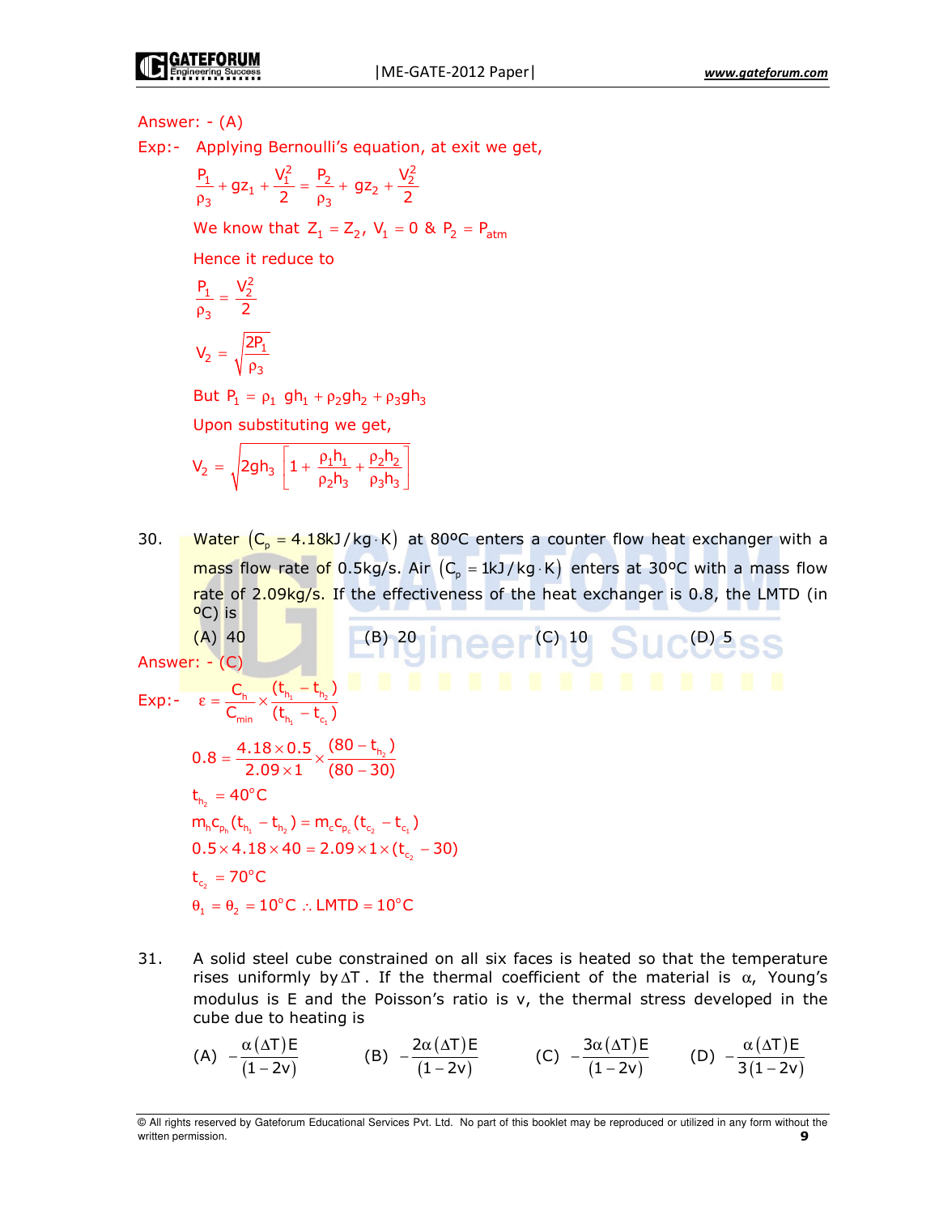Answer: - (A)

Exp:- Applying Bernoulli's equation, at exit we get,

$$\frac{P_1}{\rho_3} + gz_1 + \frac{V_1^2}{2} = \frac{P_2}{\rho_3} + gz_2 + \frac{V_2^2}{2}$$

We know that $Z_1 = Z_2$, $V_1 = 0$ & $P_2 = P_{atm}$

Hence it reduce to

$$\frac{P_1}{\rho_3} = \frac{V_2^2}{2}$$

$$V_2 = \sqrt{\frac{2P_1}{\rho_3}}$$

But $P_1 = \rho_1 \; gh_1 + \rho_2 gh_2 + \rho_3 gh_3$

Upon substituting we get,

$$V_2 = \sqrt{2gh_3\left[1 + \frac{\rho_1 h_1}{\rho_2 h_3} + \frac{\rho_2 h_2}{\rho_3 h_3}\right]}$$

30. Water $\left(C_p = 4.18\text{kJ/kg}\cdot\text{K}\right)$ at 80ºC enters a counter flow heat exchanger with a mass flow rate of 0.5kg/s. Air $\left(C_p = 1\text{kJ/kg}\cdot\text{K}\right)$ enters at 30ºC with a mass flow rate of 2.09kg/s. If the effectiveness of the heat exchanger is 0.8, the LMTD (in ºC) is

(A) 40 (B) 20 (C) 10 (D) 5

Answer: - (C)

Exp:- $\varepsilon = \frac{C_h}{C_{min}} \times \frac{(t_{h_1} - t_{h_2})}{(t_{h_1} - t_{c_1})}$

$$0.8 = \frac{4.18 \times 0.5}{2.09 \times 1} \times \frac{(80 - t_{h_2})}{(80 - 30)}$$

$$t_{h_2} = 40^\circ\text{C}$$

$$m_h c_{p_h}(t_{h_1} - t_{h_2}) = m_c c_{p_c}(t_{c_2} - t_{c_1})$$

$$0.5 \times 4.18 \times 40 = 2.09 \times 1 \times (t_{c_2} - 30)$$

$$t_{c_2} = 70^\circ\text{C}$$

$$\theta_1 = \theta_2 = 10^\circ\text{C} \; \therefore \; \text{LMTD} = 10^\circ\text{C}$$

31. A solid steel cube constrained on all six faces is heated so that the temperature rises uniformly by $\Delta T$. If the thermal coefficient of the material is $\alpha$, Young's modulus is E and the Poisson's ratio is v, the thermal stress developed in the cube due to heating is

(A) $-\frac{\alpha(\Delta T)E}{(1-2v)}$ (B) $-\frac{2\alpha(\Delta T)E}{(1-2v)}$ (C) $-\frac{3\alpha(\Delta T)E}{(1-2v)}$ (D) $-\frac{\alpha(\Delta T)E}{3(1-2v)}$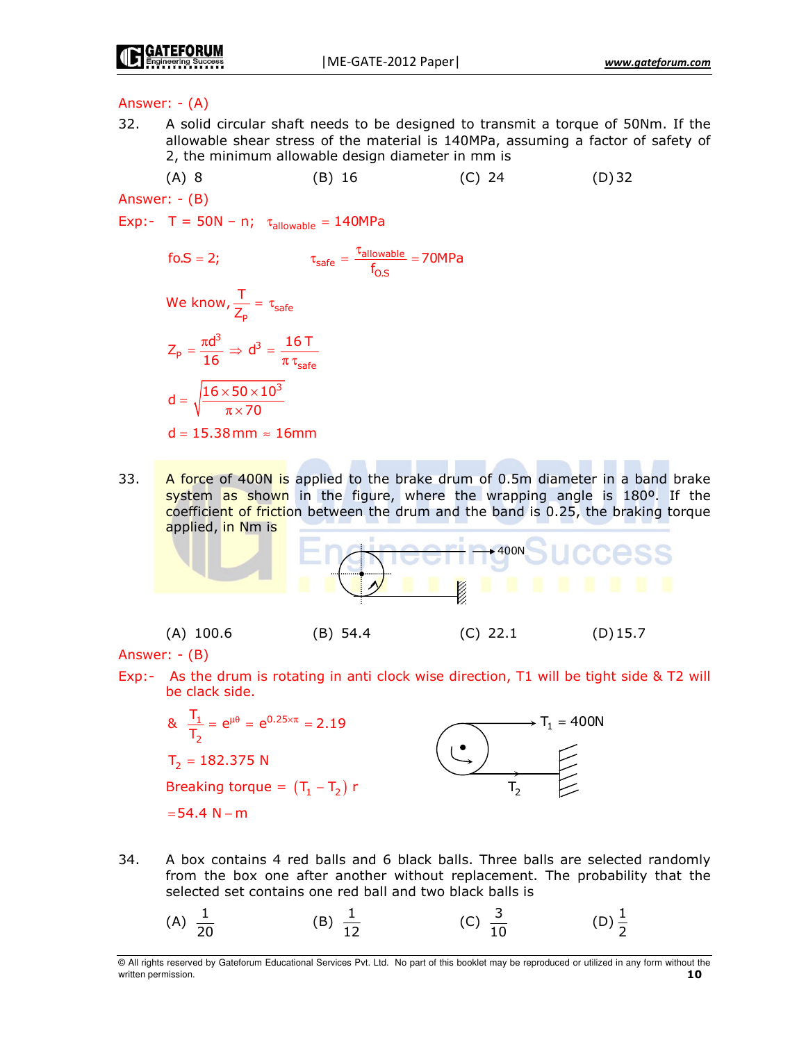Answer: - (A)

32. A solid circular shaft needs to be designed to transmit a torque of 50Nm. If the allowable shear stress of the material is 140MPa, assuming a factor of safety of 2, the minimum allowable design diameter in mm is

(A) 8 (B) 16 (C) 24 (D) 32

Answer: - (B)

Exp:- $T = 50N - n; \quad \tau_{allowable} = 140MPa$

$$\text{fo.S} = 2; \qquad \tau_{safe} = \frac{\tau_{allowable}}{f_{O.S}} = 70MPa$$

$$\text{We know, } \frac{T}{Z_P} = \tau_{safe}$$

$$Z_P = \frac{\pi d^3}{16} \Rightarrow d^3 = \frac{16\,T}{\pi\,\tau_{safe}}$$

$$d = \sqrt{\frac{16 \times 50 \times 10^3}{\pi \times 70}}$$

$$d = 15.38\,\text{mm} \approx 16\text{mm}$$

33. A force of 400N is applied to the brake drum of 0.5m diameter in a band brake system as shown in the figure, where the wrapping angle is 180°. If the coefficient of friction between the drum and the band is 0.25, the braking torque applied, in Nm is

(A) 100.6 (B) 54.4 (C) 22.1 (D) 15.7

Answer: - (B)

Exp:- As the drum is rotating in anti clock wise direction, T1 will be tight side & T2 will be clack side.

$$\& \ \frac{T_1}{T_2} = e^{\mu\theta} = e^{0.25 \times \pi} = 2.19$$

$$T_2 = 182.375 \text{ N}$$

$$\text{Breaking torque} = (T_1 - T_2)\,r$$

$$= 54.4 \text{ N} - \text{m}$$

34. A box contains 4 red balls and 6 black balls. Three balls are selected randomly from the box one after another without replacement. The probability that the selected set contains one red ball and two black balls is

(A) $\frac{1}{20}$ (B) $\frac{1}{12}$ (C) $\frac{3}{10}$ (D) $\frac{1}{2}$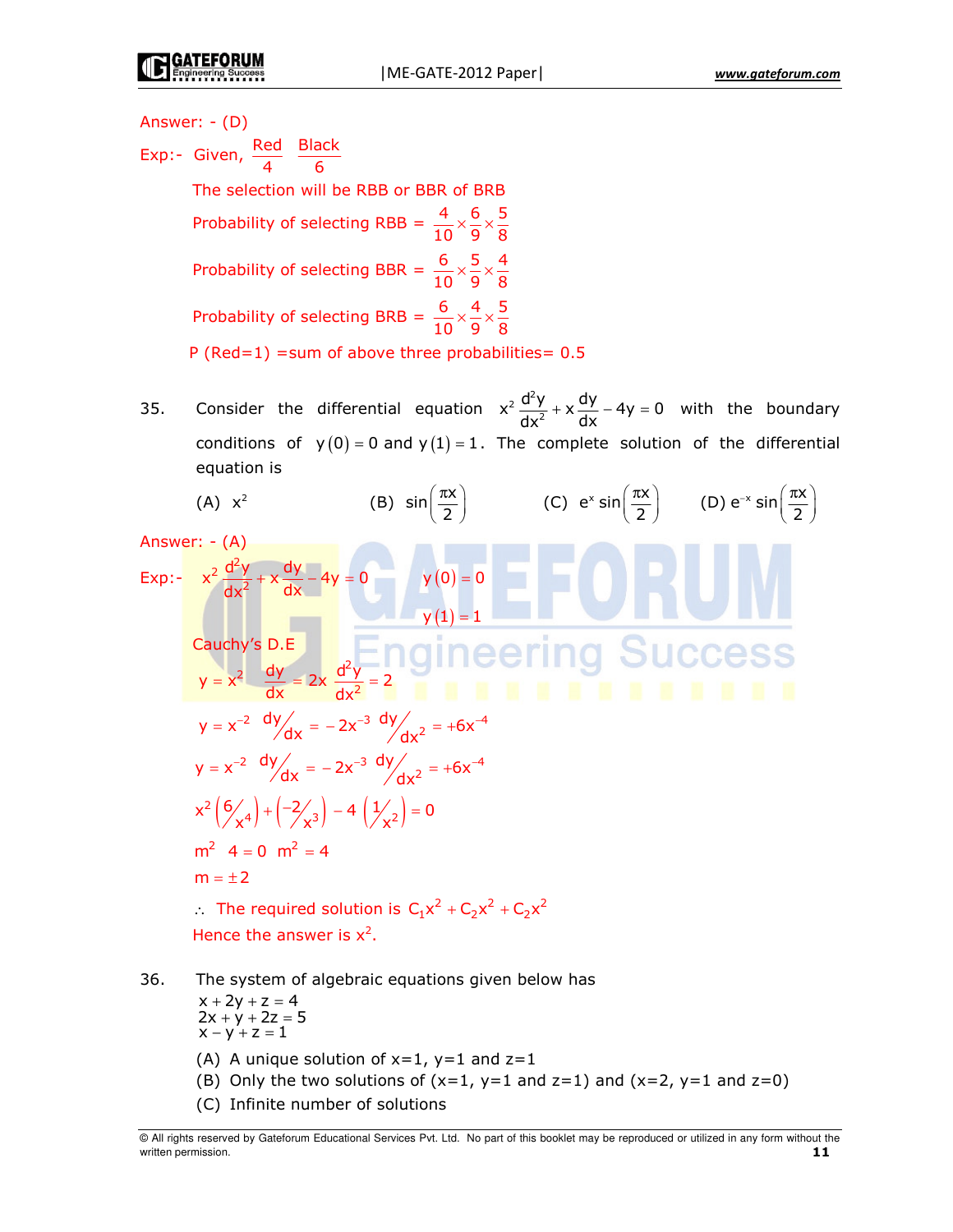Answer: - (D)

Exp:- Given, $\frac{\text{Red}}{4}$ $\frac{\text{Black}}{6}$

The selection will be RBB or BBR of BRB

Probability of selecting RBB $= \frac{4}{10} \times \frac{6}{9} \times \frac{5}{8}$

Probability of selecting BBR $= \frac{6}{10} \times \frac{5}{9} \times \frac{4}{8}$

Probability of selecting BRB $= \frac{6}{10} \times \frac{4}{9} \times \frac{5}{8}$

P (Red=1) =sum of above three probabilities= 0.5

35. Consider the differential equation $x^2 \frac{d^2y}{dx^2} + x\frac{dy}{dx} - 4y = 0$ with the boundary conditions of $y(0) = 0$ and $y(1) = 1$. The complete solution of the differential equation is

(A) $x^2$ (B) $\sin\left(\frac{\pi x}{2}\right)$ (C) $e^x \sin\left(\frac{\pi x}{2}\right)$ (D) $e^{-x} \sin\left(\frac{\pi x}{2}\right)$

Answer: - (A)

Exp:- $x^2 \frac{d^2y}{dx^2} + x\frac{dy}{dx} - 4y = 0$ $y(0) = 0$

$y(1) = 1$

Cauchy's D.E

$y = x^2$ $\frac{dy}{dx} = 2x$ $\frac{d^2y}{dx^2} = 2$

$y = x^{-2}$ $dy/dx = -2x^{-3}$ $dy/dx^2 = +6x^{-4}$

$y = x^{-2}$ $dy/dx = -2x^{-3}$ $dy/dx^2 = +6x^{-4}$

$x^2\left(6/x^4\right) + \left(-2/x^3\right) - 4\left(1/x^2\right) = 0$

$m^2 \quad 4 = 0 \quad m^2 = 4$

$m = \pm 2$

$\therefore$ The required solution is $C_1x^2 + C_2x^2 + C_2x^2$

Hence the answer is $x^2$.

36. The system of algebraic equations given below has

$$x + 2y + z = 4$$
$$2x + y + 2z = 5$$
$$x - y + z = 1$$

(A) A unique solution of x=1, y=1 and z=1

(B) Only the two solutions of (x=1, y=1 and z=1) and (x=2, y=1 and z=0)

(C) Infinite number of solutions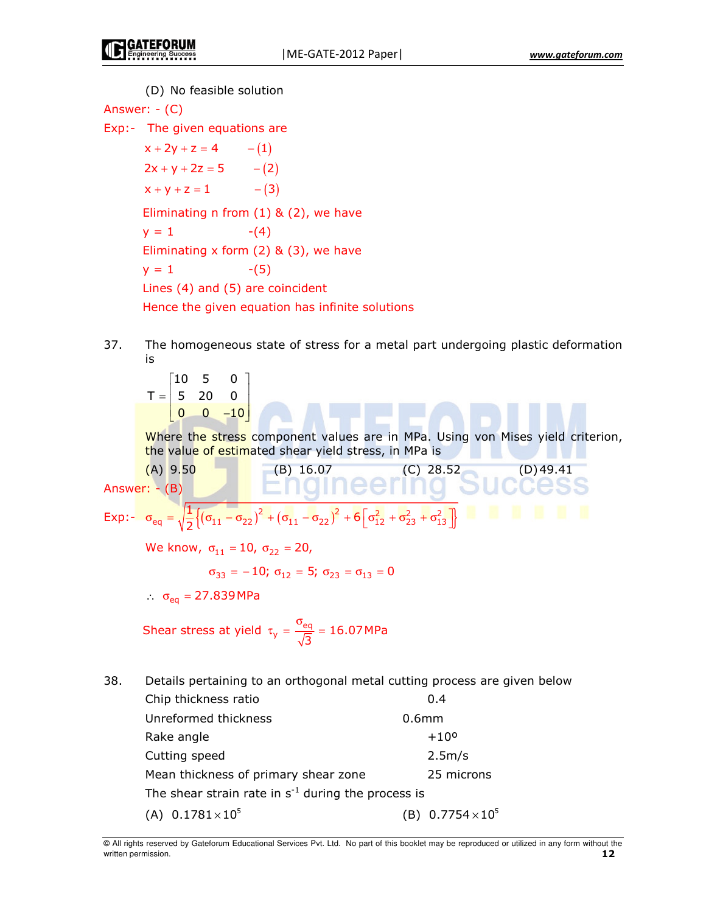(D) No feasible solution

Answer: - (C)

Exp:- The given equations are

$$x + 2y + z = 4 \quad -(1)$$

$$2x + y + 2z = 5 \quad -(2)$$

$$x + y + z = 1 \quad -(3)$$

Eliminating n from (1) & (2), we have

y = 1 -(4)

Eliminating x form (2) & (3), we have

y = 1 -(5)

Lines (4) and (5) are coincident

Hence the given equation has infinite solutions

37. The homogeneous state of stress for a metal part undergoing plastic deformation is

$$T = \begin{bmatrix} 10 & 5 & 0 \\ 5 & 20 & 0 \\ 0 & 0 & -10 \end{bmatrix}$$

Where the stress component values are in MPa. Using von Mises yield criterion, the value of estimated shear yield stress, in MPa is

(A) 9.50 (B) 16.07 (C) 28.52 (D) 49.41

Answer: - (B)

Exp:- $\sigma_{eq} = \sqrt{\frac{1}{2}\left\{(\sigma_{11} - \sigma_{22})^2 + (\sigma_{11} - \sigma_{22})^2 + 6\left[\sigma_{12}^2 + \sigma_{23}^2 + \sigma_{13}^2\right]\right\}}$

We know, $\sigma_{11} = 10,\ \sigma_{22} = 20,$

$\sigma_{33} = -10;\ \sigma_{12} = 5;\ \sigma_{23} = \sigma_{13} = 0$

$\therefore\ \sigma_{eq} = 27.839\,\text{MPa}$

Shear stress at yield $\tau_y = \dfrac{\sigma_{eq}}{\sqrt{3}} = 16.07\,\text{MPa}$

38. Details pertaining to an orthogonal metal cutting process are given below

| | |
|---|---|
| Chip thickness ratio | 0.4 |
| Unreformed thickness | 0.6mm |
| Rake angle | +10º |
| Cutting speed | 2.5m/s |
| Mean thickness of primary shear zone | 25 microns |

The shear strain rate in $s^{-1}$ during the process is

(A) $0.1781 \times 10^5$ (B) $0.7754 \times 10^5$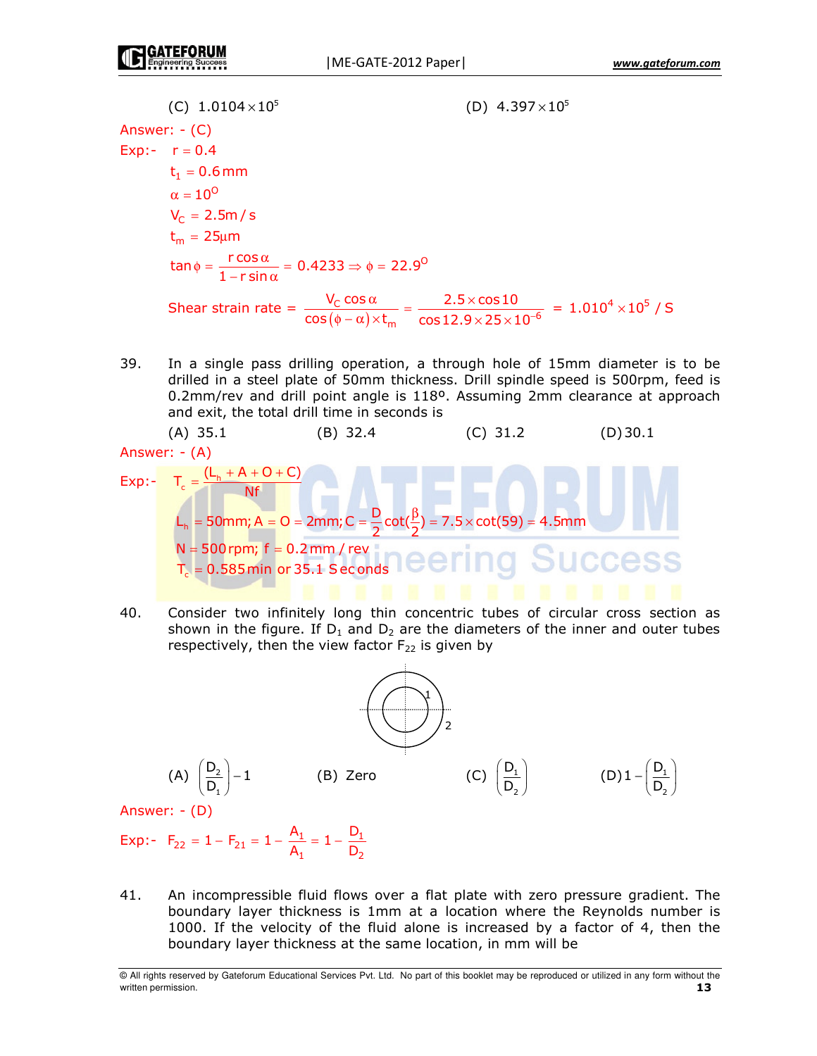(C) $1.0104 \times 10^5$ (D) $4.397 \times 10^5$

Answer: - (C)

Exp:- $r = 0.4$

$t_1 = 0.6\,mm$

$\alpha = 10^O$

$V_C = 2.5m/s$

$t_m = 25\mu m$

$$\tan\phi = \frac{r\cos\alpha}{1 - r\sin\alpha} = 0.4233 \Rightarrow \phi = 22.9^O$$

$$\text{Shear strain rate} = \frac{V_C\cos\alpha}{\cos(\phi-\alpha)\times t_m} = \frac{2.5\times\cos 10}{\cos 12.9\times 25\times 10^{-6}} = 1.010^4\times 10^5/S$$

39. In a single pass drilling operation, a through hole of 15mm diameter is to be drilled in a steel plate of 50mm thickness. Drill spindle speed is 500rpm, feed is 0.2mm/rev and drill point angle is 118º. Assuming 2mm clearance at approach and exit, the total drill time in seconds is

(A) 35.1 (B) 32.4 (C) 31.2 (D) 30.1

Answer: - (A)

Exp:- $T_c = \dfrac{(L_h + A + O + C)}{Nf}$

$L_h = 50mm; A = O = 2mm; C = \dfrac{D}{2}\cot(\dfrac{\beta}{2}) = 7.5\times\cot(59) = 4.5mm$

$N = 500\,rpm;\ f = 0.2\,mm/rev$

$T_c = 0.585\,min$ or $35.1$ Seconds

40. Consider two infinitely long thin concentric tubes of circular cross section as shown in the figure. If $D_1$ and $D_2$ are the diameters of the inner and outer tubes respectively, then the view factor $F_{22}$ is given by

(A) $\left(\dfrac{D_2}{D_1}\right) - 1$ (B) Zero (C) $\left(\dfrac{D_1}{D_2}\right)$ (D) $1 - \left(\dfrac{D_1}{D_2}\right)$

Answer: - (D)

Exp:- $F_{22} = 1 - F_{21} = 1 - \dfrac{A_1}{A_1} = 1 - \dfrac{D_1}{D_2}$

41. An incompressible fluid flows over a flat plate with zero pressure gradient. The boundary layer thickness is 1mm at a location where the Reynolds number is 1000. If the velocity of the fluid alone is increased by a factor of 4, then the boundary layer thickness at the same location, in mm will be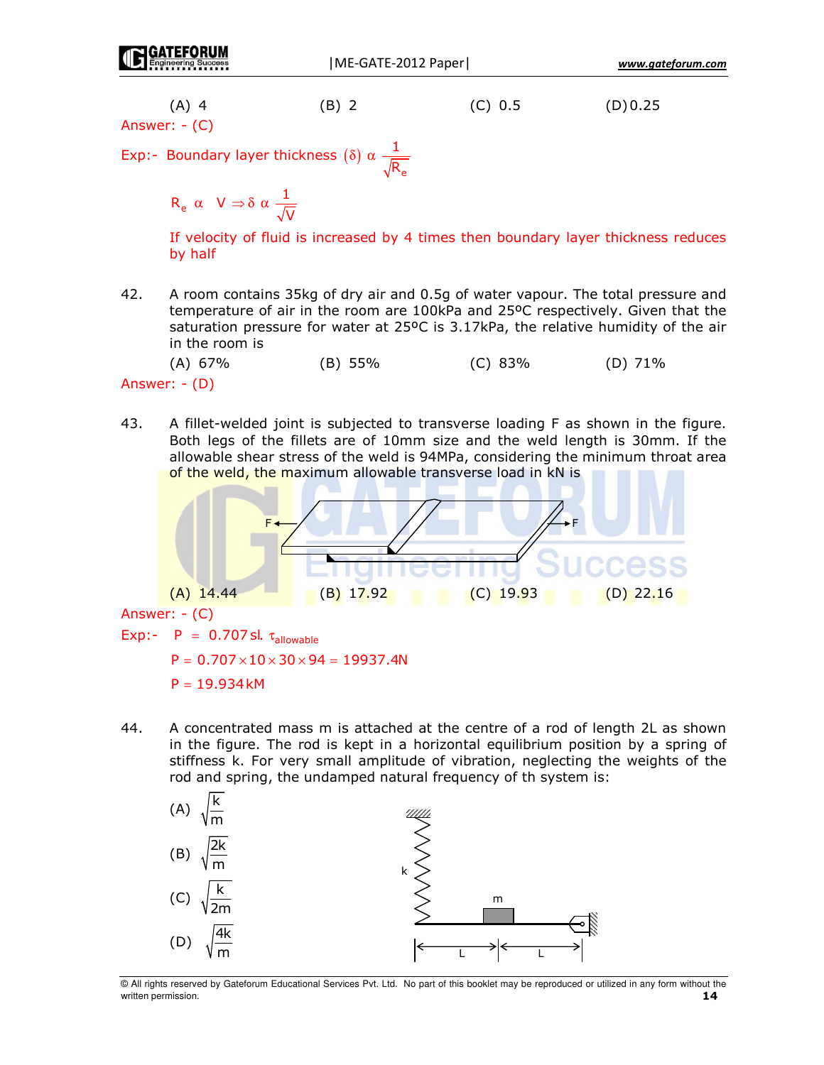(A) 4 (B) 2 (C) 0.5 (D) 0.25

Answer: - (C)

Exp:- Boundary layer thickness $(\delta)\ \alpha\ \frac{1}{\sqrt{R_e}}$

$R_e\ \alpha\ V \Rightarrow \delta\ \alpha\ \frac{1}{\sqrt{V}}$

If velocity of fluid is increased by 4 times then boundary layer thickness reduces by half

42. A room contains 35kg of dry air and 0.5g of water vapour. The total pressure and temperature of air in the room are 100kPa and 25ºC respectively. Given that the saturation pressure for water at 25ºC is 3.17kPa, the relative humidity of the air in the room is

(A) 67% (B) 55% (C) 83% (D) 71%

Answer: - (D)

43. A fillet-welded joint is subjected to transverse loading F as shown in the figure. Both legs of the fillets are of 10mm size and the weld length is 30mm. If the allowable shear stress of the weld is 94MPa, considering the minimum throat area of the weld, the maximum allowable transverse load in kN is

(A) 14.44 (B) 17.92 (C) 19.93 (D) 22.16

Answer: - (C)

Exp:- $P = 0.707\,sl.\ \tau_{allowable}$

$P = 0.707 \times 10 \times 30 \times 94 = 19937.4\text{N}$

$P = 19.934\,\text{kM}$

44. A concentrated mass m is attached at the centre of a rod of length 2L as shown in the figure. The rod is kept in a horizontal equilibrium position by a spring of stiffness k. For very small amplitude of vibration, neglecting the weights of the rod and spring, the undamped natural frequency of th system is:

(A) $\sqrt{\frac{k}{m}}$

(B) $\sqrt{\frac{2k}{m}}$

(C) $\sqrt{\frac{k}{2m}}$

(D) $\sqrt{\frac{4k}{m}}$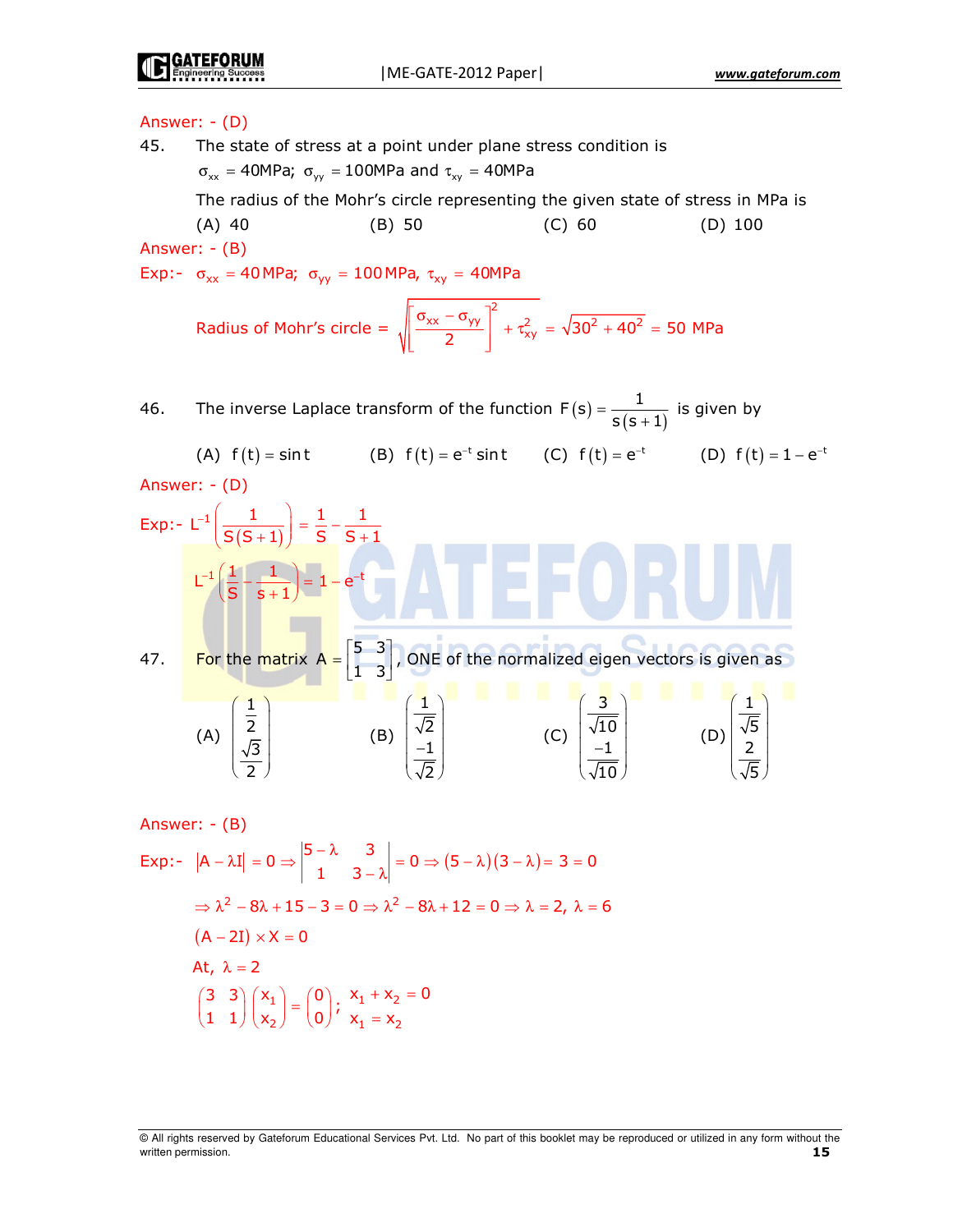Answer: - (D)

45. The state of stress at a point under plane stress condition is

$\sigma_{xx} = 40\text{MPa};\ \sigma_{yy} = 100\text{MPa}$ and $\tau_{xy} = 40\text{MPa}$

The radius of the Mohr's circle representing the given state of stress in MPa is

(A) 40 (B) 50 (C) 60 (D) 100

Answer: - (B)

Exp:- $\sigma_{xx} = 40\,\text{MPa};\ \sigma_{yy} = 100\,\text{MPa},\ \tau_{xy} = 40\text{MPa}$

$$\text{Radius of Mohr's circle} = \sqrt{\left[\frac{\sigma_{xx} - \sigma_{yy}}{2}\right]^2 + \tau_{xy}^2} = \sqrt{30^2 + 40^2} = 50\ \text{MPa}$$

46. The inverse Laplace transform of the function $F(s) = \dfrac{1}{s(s+1)}$ is given by

(A) $f(t) = \sin t$ (B) $f(t) = e^{-t}\sin t$ (C) $f(t) = e^{-t}$ (D) $f(t) = 1 - e^{-t}$

Answer: - (D)

Exp:- $L^{-1}\left(\dfrac{1}{S(S+1)}\right) = \dfrac{1}{S} - \dfrac{1}{S+1}$

$$L^{-1}\left(\frac{1}{S} - \frac{1}{s+1}\right) = 1 - e^{-t}$$

47. For the matrix $A = \begin{bmatrix} 5 & 3 \\ 1 & 3 \end{bmatrix}$, ONE of the normalized eigen vectors is given as

(A) $\begin{pmatrix} \frac{1}{2} \\ \frac{\sqrt{3}}{2} \end{pmatrix}$ (B) $\begin{pmatrix} \frac{1}{\sqrt{2}} \\ \frac{-1}{\sqrt{2}} \end{pmatrix}$ (C) $\begin{pmatrix} \frac{3}{\sqrt{10}} \\ \frac{-1}{\sqrt{10}} \end{pmatrix}$ (D) $\begin{pmatrix} \frac{1}{\sqrt{5}} \\ \frac{2}{\sqrt{5}} \end{pmatrix}$

Answer: - (B)

Exp:- $|A - \lambda I| = 0 \Rightarrow \begin{vmatrix} 5-\lambda & 3 \\ 1 & 3-\lambda \end{vmatrix} = 0 \Rightarrow (5-\lambda)(3-\lambda) = 3 = 0$

$\Rightarrow \lambda^2 - 8\lambda + 15 - 3 = 0 \Rightarrow \lambda^2 - 8\lambda + 12 = 0 \Rightarrow \lambda = 2,\ \lambda = 6$

$(A - 2I) \times X = 0$

At, $\lambda = 2$

$\begin{pmatrix} 3 & 3 \\ 1 & 1 \end{pmatrix}\begin{pmatrix} x_1 \\ x_2 \end{pmatrix} = \begin{pmatrix} 0 \\ 0 \end{pmatrix};\ \begin{matrix} x_1 + x_2 = 0 \\ x_1 = x_2 \end{matrix}$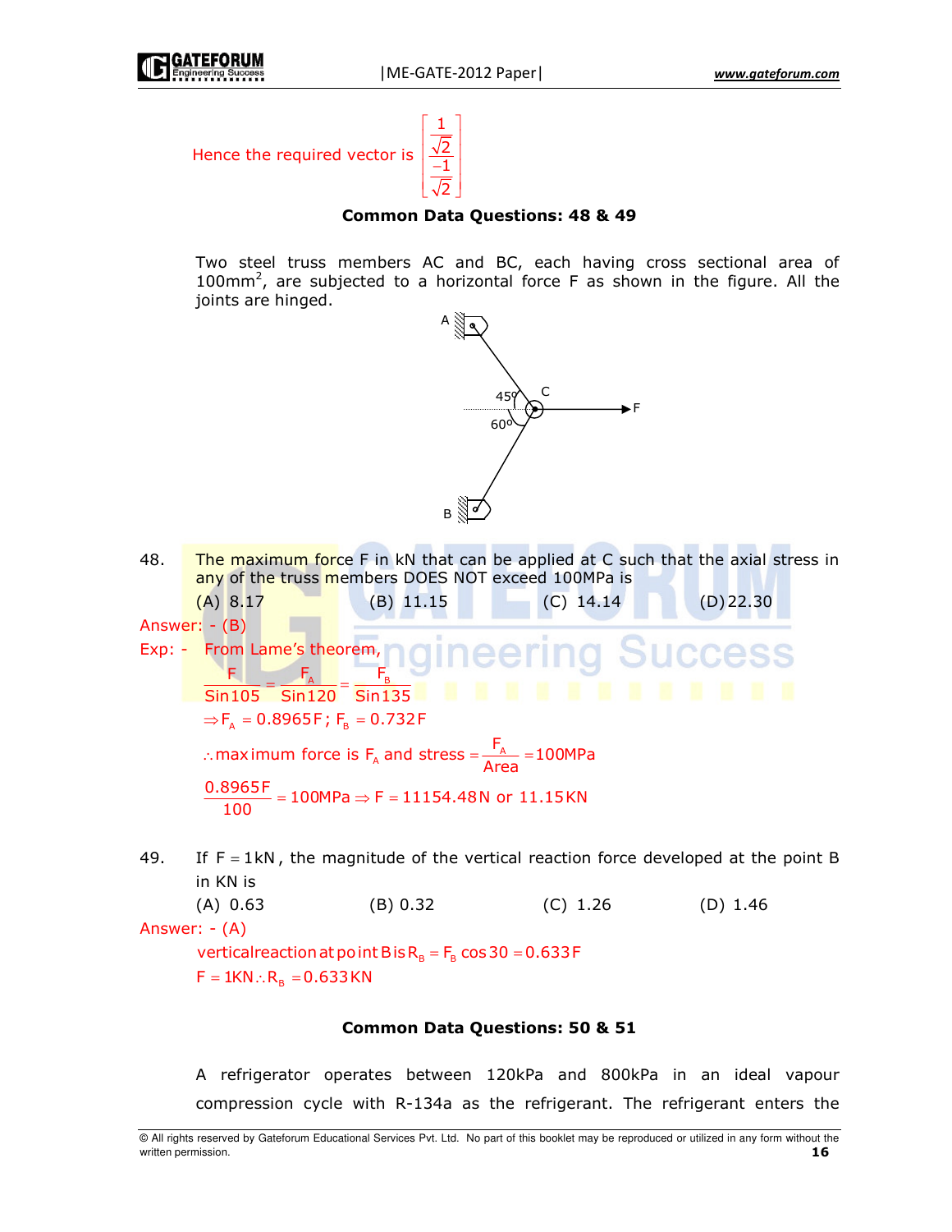Hence the required vector is $\begin{bmatrix} \frac{1}{\sqrt{2}} \\ \frac{-1}{\sqrt{2}} \end{bmatrix}$

**Common Data Questions: 48 & 49**

Two steel truss members AC and BC, each having cross sectional area of $100mm^2$, are subjected to a horizontal force F as shown in the figure. All the joints are hinged.

48. The maximum force F in kN that can be applied at C such that the axial stress in any of the truss members DOES NOT exceed 100MPa is

 (A) 8.17  (B) 11.15  (C) 14.14  (D) 22.30

Answer: - (B)

Exp: - From Lame's theorem,

$$\frac{F}{\text{Sin}105} = \frac{F_A}{\text{Sin}120} = \frac{F_B}{\text{Sin}135}$$

$$\Rightarrow F_A = 0.8965F;\ F_B = 0.732F$$

$$\therefore \text{maximum force is } F_A \text{ and stress} = \frac{F_A}{\text{Area}} = 100\text{MPa}$$

$$\frac{0.8965F}{100} = 100\text{MPa} \Rightarrow F = 11154.48\text{N or } 11.15\text{KN}$$

49. If $F = 1kN$, the magnitude of the vertical reaction force developed at the point B in KN is

 (A) 0.63  (B) 0.32  (C) 1.26  (D) 1.46

Answer: - (A)

$$\text{vertical reaction at point B is } R_B = F_B \cos 30 = 0.633F$$

$$F = 1KN \therefore R_B = 0.633KN$$

**Common Data Questions: 50 & 51**

A refrigerator operates between 120kPa and 800kPa in an ideal vapour compression cycle with R-134a as the refrigerant. The refrigerant enters the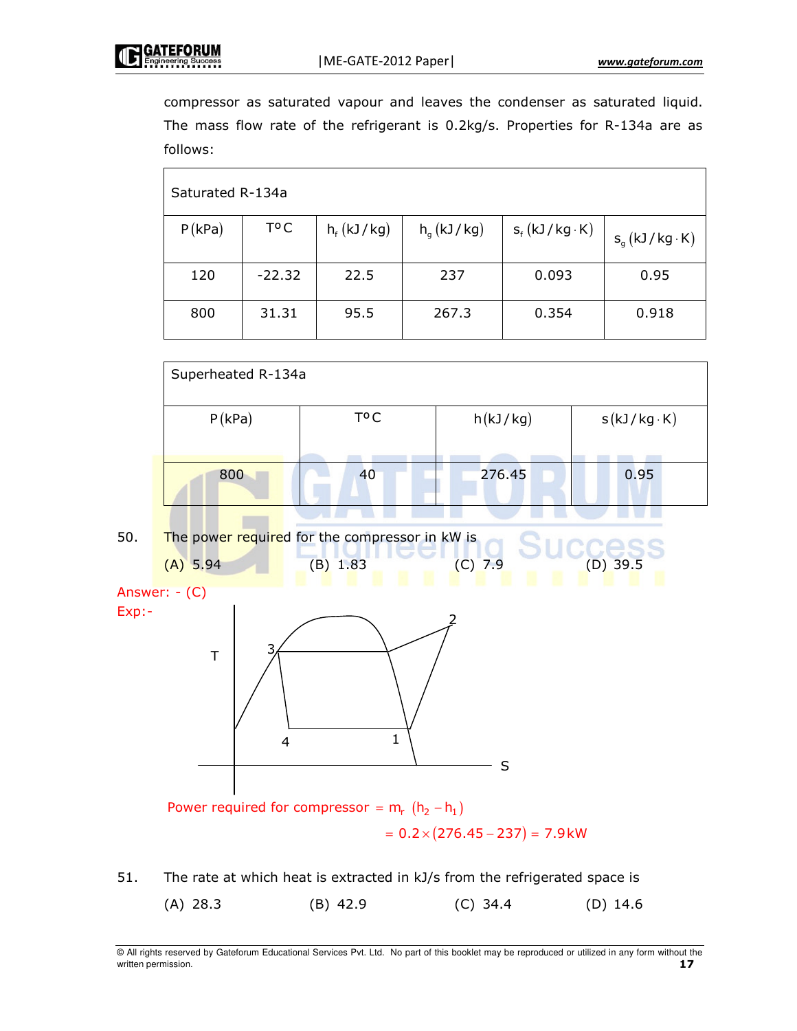compressor as saturated vapour and leaves the condenser as saturated liquid. The mass flow rate of the refrigerant is 0.2kg/s. Properties for R-134a are as follows:

| Saturated R-134a | | | | | |
|---|---|---|---|---|---|
| $P(kPa)$ | $T^oC$ | $h_f\,(kJ/kg)$ | $h_g\,(kJ/kg)$ | $s_f\,(kJ/kg\cdot K)$ | $s_g\,(kJ/kg\cdot K)$ |
| 120 | -22.32 | 22.5 | 237 | 0.093 | 0.95 |
| 800 | 31.31 | 95.5 | 267.3 | 0.354 | 0.918 |

| Superheated R-134a | | | |
|---|---|---|---|
| $P(kPa)$ | $T^oC$ | $h(kJ/kg)$ | $s(kJ/kg\cdot K)$ |
| 800 | 40 | 276.45 | 0.95 |

50. The power required for the compressor in kW is

(A) 5.94 (B) 1.83 (C) 7.9 (D) 39.5

Answer: - (C)

Exp:-

Power required for compressor $= m_r\,(h_2 - h_1)$

$$= 0.2 \times (276.45 - 237) = 7.9\,kW$$

51. The rate at which heat is extracted in kJ/s from the refrigerated space is

(A) 28.3 (B) 42.9 (C) 34.4 (D) 14.6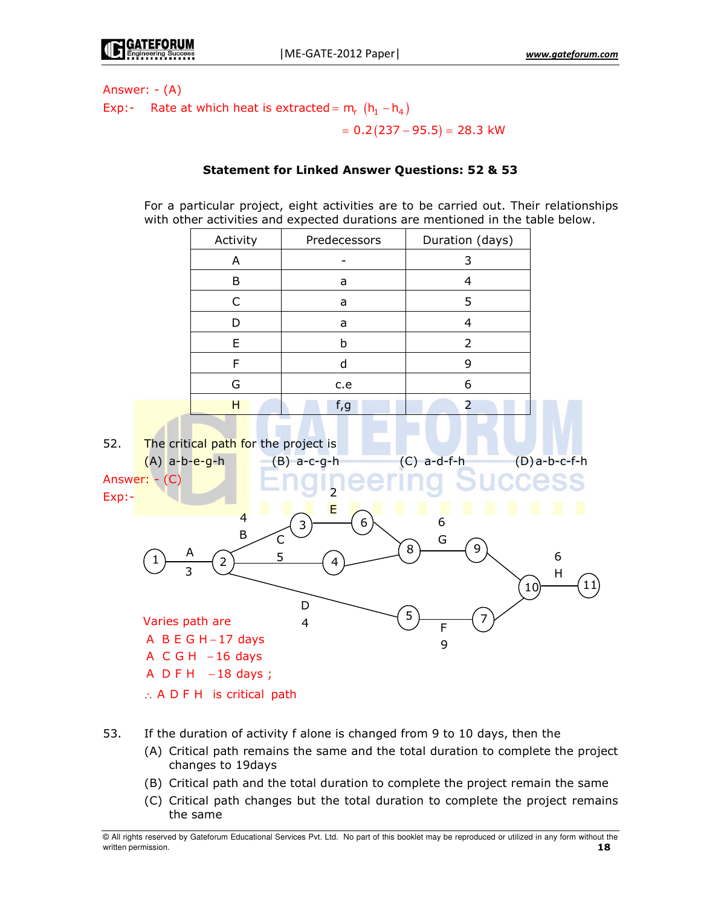Answer: - (A)

Exp:- Rate at which heat is extracted $= m_r\ (h_1 - h_4)$

$$= 0.2(237 - 95.5) = 28.3 \text{ kW}$$

**Statement for Linked Answer Questions: 52 & 53**

For a particular project, eight activities are to be carried out. Their relationships with other activities and expected durations are mentioned in the table below.

| Activity | Predecessors | Duration (days) |
|---|---|---|
| A | - | 3 |
| B | a | 4 |
| C | a | 5 |
| D | a | 4 |
| E | b | 2 |
| F | d | 9 |
| G | c.e | 6 |
| H | f,g | 2 |

52. The critical path for the project is

(A) a-b-e-g-h (B) a-c-g-h (C) a-d-f-h (D) a-b-c-f-h

Answer: - (C)

Exp:-

Network: 1 –A (3)→ 2; 2 –B (4)→ 3; 3 –E (2)→ 6; 6 → 8; 2 –C (5)→ 4; 4 → 8; 8 –G (6)→ 9; 9 → 10; 2 –D (4)→ 5; 5 –F (9)→ 7; 7 → 10; 10 –H (6)→ 11

Varies path are

A B E G H – 17 days

A C G H – 16 days

A D F H – 18 days ;

$\therefore$ A D F H is critical path

53. If the duration of activity f alone is changed from 9 to 10 days, then the

(A) Critical path remains the same and the total duration to complete the project changes to 19days

(B) Critical path and the total duration to complete the project remain the same

(C) Critical path changes but the total duration to complete the project remains the same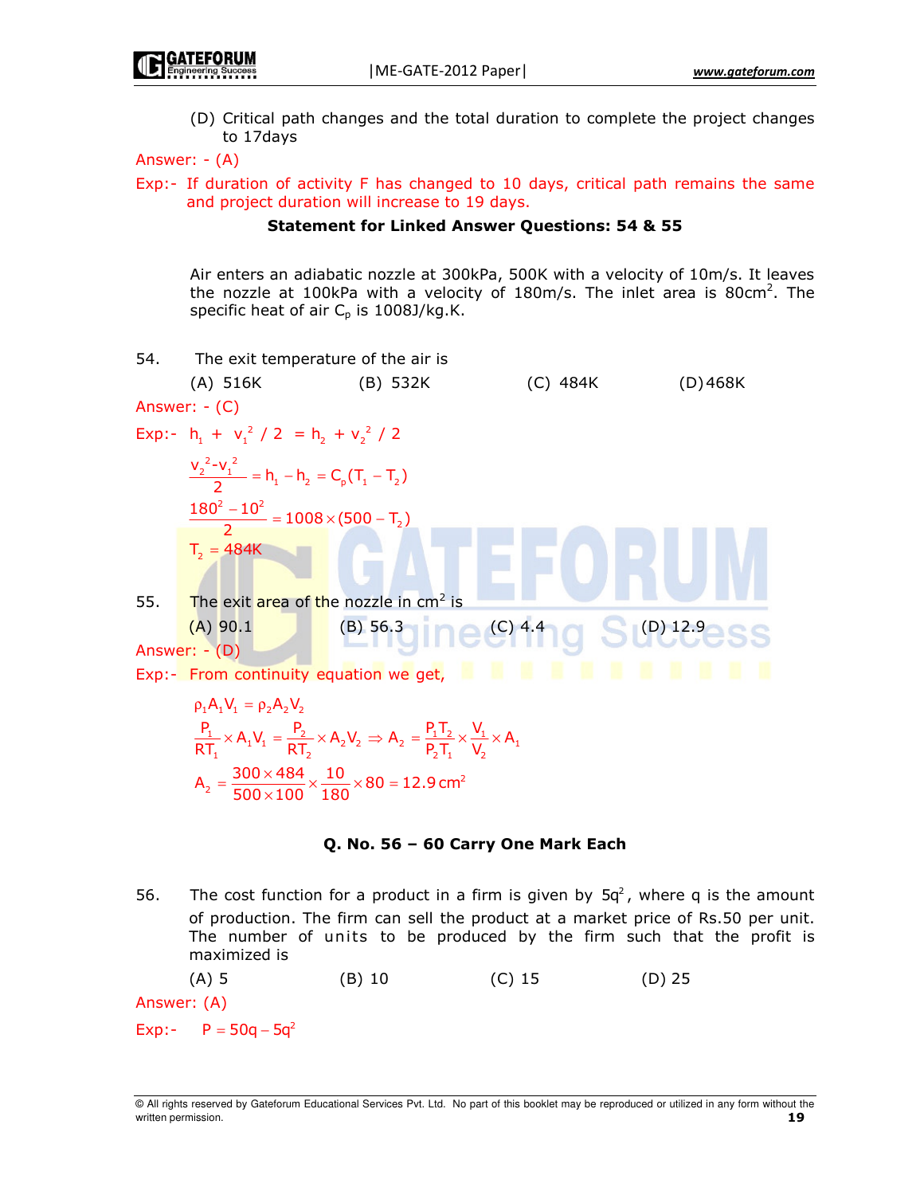(D) Critical path changes and the total duration to complete the project changes to 17days

Answer: - (A)

Exp:- If duration of activity F has changed to 10 days, critical path remains the same and project duration will increase to 19 days.

**Statement for Linked Answer Questions: 54 & 55**

Air enters an adiabatic nozzle at 300kPa, 500K with a velocity of 10m/s. It leaves the nozzle at 100kPa with a velocity of 180m/s. The inlet area is 80cm$^2$. The specific heat of air $C_p$ is 1008J/kg.K.

54. The exit temperature of the air is

(A) 516K (B) 532K (C) 484K (D) 468K

Answer: - (C)

Exp:- $h_1 + v_1^2 / 2 = h_2 + v_2^2 / 2$

$$\frac{v_2^2 - v_1^2}{2} = h_1 - h_2 = C_p(T_1 - T_2)$$

$$\frac{180^2 - 10^2}{2} = 1008 \times (500 - T_2)$$

$$T_2 = 484K$$

55. The exit area of the nozzle in cm$^2$ is

(A) 90.1 (B) 56.3 (C) 4.4 (D) 12.9

Answer: - (D)

Exp:- From continuity equation we get,

$$\rho_1 A_1 V_1 = \rho_2 A_2 V_2$$

$$\frac{P_1}{RT_1} \times A_1 V_1 = \frac{P_2}{RT_2} \times A_2 V_2 \Rightarrow A_2 = \frac{P_1 T_2}{P_2 T_1} \times \frac{V_1}{V_2} \times A_1$$

$$A_2 = \frac{300 \times 484}{500 \times 100} \times \frac{10}{180} \times 80 = 12.9\,\text{cm}^2$$

**Q. No. 56 – 60 Carry One Mark Each**

56. The cost function for a product in a firm is given by $5q^2$, where q is the amount of production. The firm can sell the product at a market price of Rs.50 per unit. The number of units to be produced by the firm such that the profit is maximized is

(A) 5 (B) 10 (C) 15 (D) 25

Answer: (A)

Exp:- $P = 50q - 5q^2$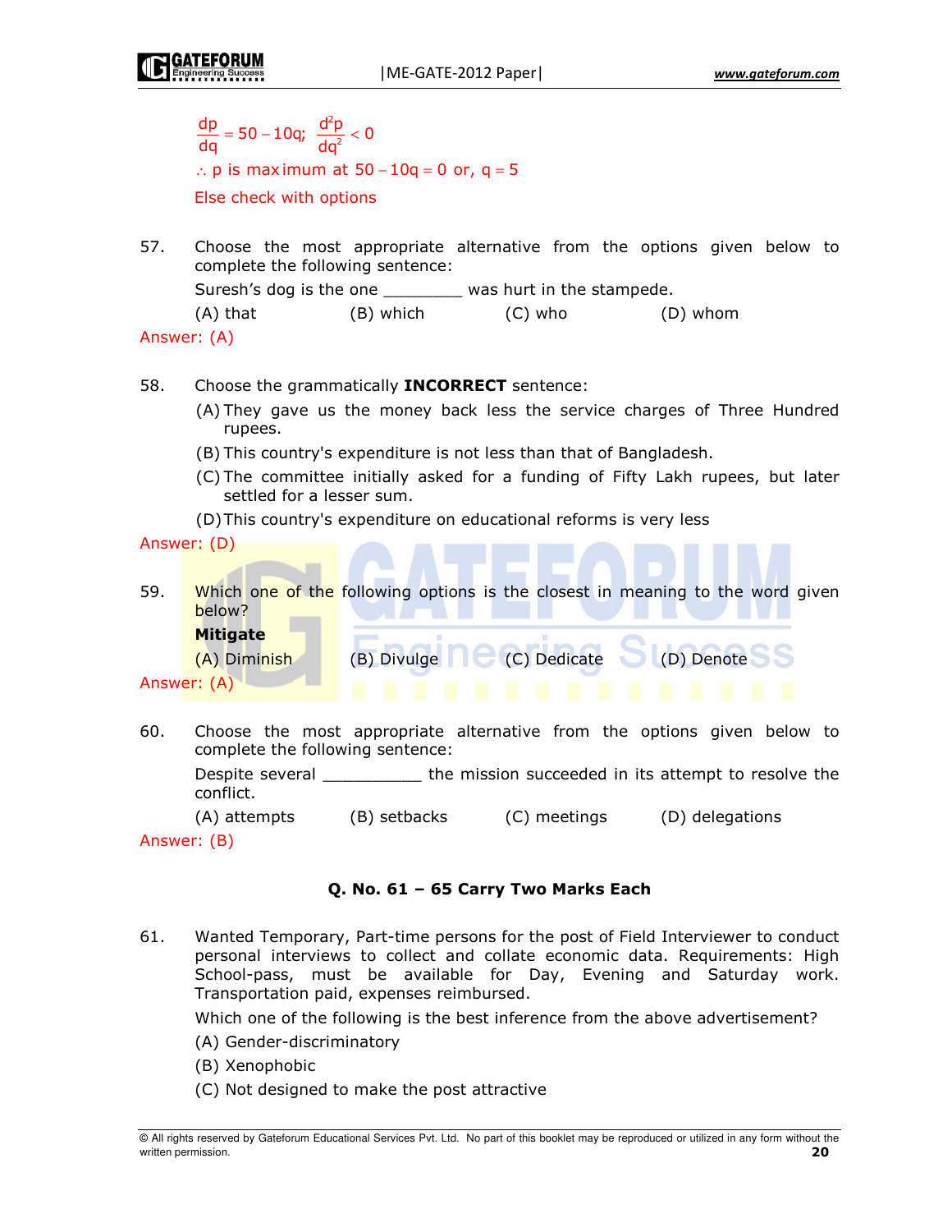$\frac{dp}{dq} = 50 - 10q; \ \frac{d^2p}{dq^2} < 0$

$\therefore$ p is maximum at $50 - 10q = 0$ or, $q = 5$

Else check with options

57. Choose the most appropriate alternative from the options given below to complete the following sentence:

    Suresh's dog is the one ________ was hurt in the stampede.

    (A) that (B) which (C) who (D) whom

Answer: (A)

58. Choose the grammatically **INCORRECT** sentence:

    (A) They gave us the money back less the service charges of Three Hundred rupees.

    (B) This country's expenditure is not less than that of Bangladesh.

    (C) The committee initially asked for a funding of Fifty Lakh rupees, but later settled for a lesser sum.

    (D) This country's expenditure on educational reforms is very less

Answer: (D)

59. Which one of the following options is the closest in meaning to the word given below?

    **Mitigate**

    (A) Diminish (B) Divulge (C) Dedicate (D) Denote

Answer: (A)

60. Choose the most appropriate alternative from the options given below to complete the following sentence:

    Despite several __________ the mission succeeded in its attempt to resolve the conflict.

    (A) attempts (B) setbacks (C) meetings (D) delegations

Answer: (B)

### Q. No. 61 – 65 Carry Two Marks Each

61. Wanted Temporary, Part-time persons for the post of Field Interviewer to conduct personal interviews to collect and collate economic data. Requirements: High School-pass, must be available for Day, Evening and Saturday work. Transportation paid, expenses reimbursed.

    Which one of the following is the best inference from the above advertisement?

    (A) Gender-discriminatory

    (B) Xenophobic

    (C) Not designed to make the post attractive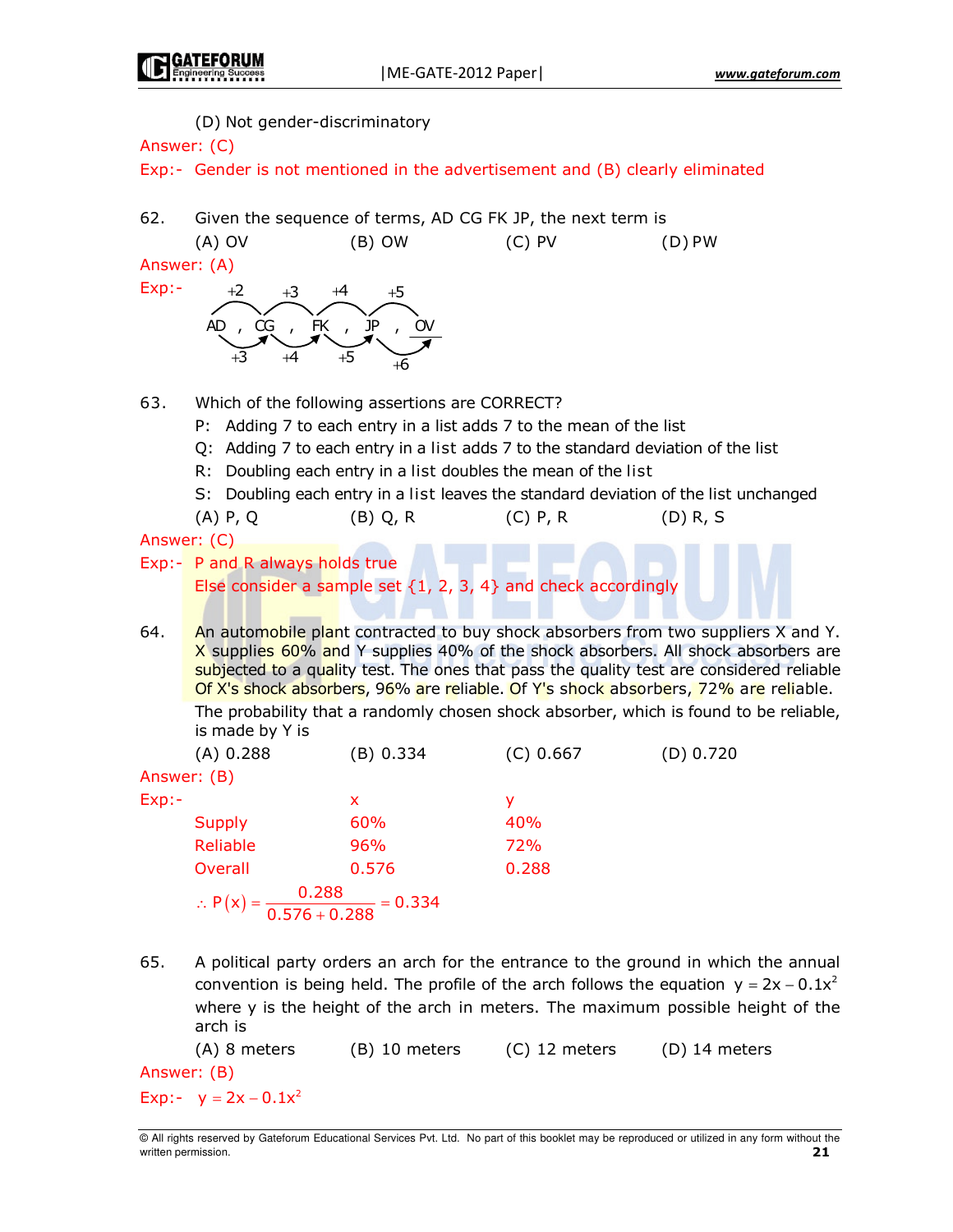(D) Not gender-discriminatory

Answer: (C)

Exp:- Gender is not mentioned in the advertisement and (B) clearly eliminated

62. Given the sequence of terms, AD CG FK JP, the next term is

(A) OV (B) OW (C) PV (D) PW

Answer: (A)

Exp:-

AD , CG , FK , JP , OV

(first letters: +2, +3, +4, +5; second letters: +3, +4, +5, +6)

63. Which of the following assertions are CORRECT?

P: Adding 7 to each entry in a list adds 7 to the mean of the list

Q: Adding 7 to each entry in a list adds 7 to the standard deviation of the list

R: Doubling each entry in a list doubles the mean of the list

S: Doubling each entry in a list leaves the standard deviation of the list unchanged

(A) P, Q (B) Q, R (C) P, R (D) R, S

Answer: (C)

Exp:- P and R always holds true

Else consider a sample set {1, 2, 3, 4} and check accordingly

64. An automobile plant contracted to buy shock absorbers from two suppliers X and Y. X supplies 60% and Y supplies 40% of the shock absorbers. All shock absorbers are subjected to a quality test. The ones that pass the quality test are considered reliable Of X's shock absorbers, 96% are reliable. Of Y's shock absorbers, 72% are reliable. The probability that a randomly chosen shock absorber, which is found to be reliable, is made by Y is

(A) 0.288 (B) 0.334 (C) 0.667 (D) 0.720

Answer: (B)

Exp:-

| | x | y |
|---|---|---|
| Supply | 60% | 40% |
| Reliable | 96% | 72% |
| Overall | 0.576 | 0.288 |

$$\therefore P(x) = \frac{0.288}{0.576 + 0.288} = 0.334$$

65. A political party orders an arch for the entrance to the ground in which the annual convention is being held. The profile of the arch follows the equation $y = 2x - 0.1x^2$ where y is the height of the arch in meters. The maximum possible height of the arch is

(A) 8 meters (B) 10 meters (C) 12 meters (D) 14 meters

Answer: (B)

Exp:- $y = 2x - 0.1x^2$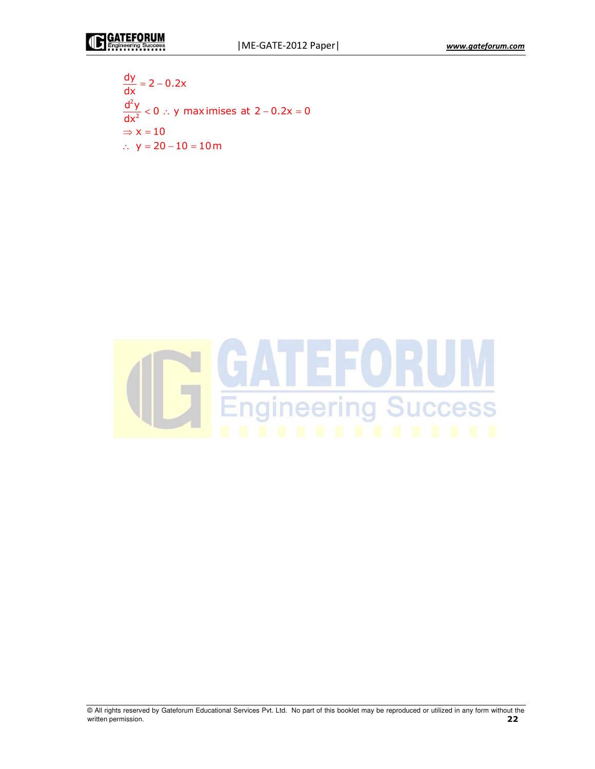$$\frac{dy}{dx} = 2 - 0.2x$$

$$\frac{d^2y}{dx^2} < 0 \therefore \text{ y maximises at } 2 - 0.2x = 0$$

$$\Rightarrow x = 10$$

$$\therefore \; y = 20 - 10 = 10\,m$$